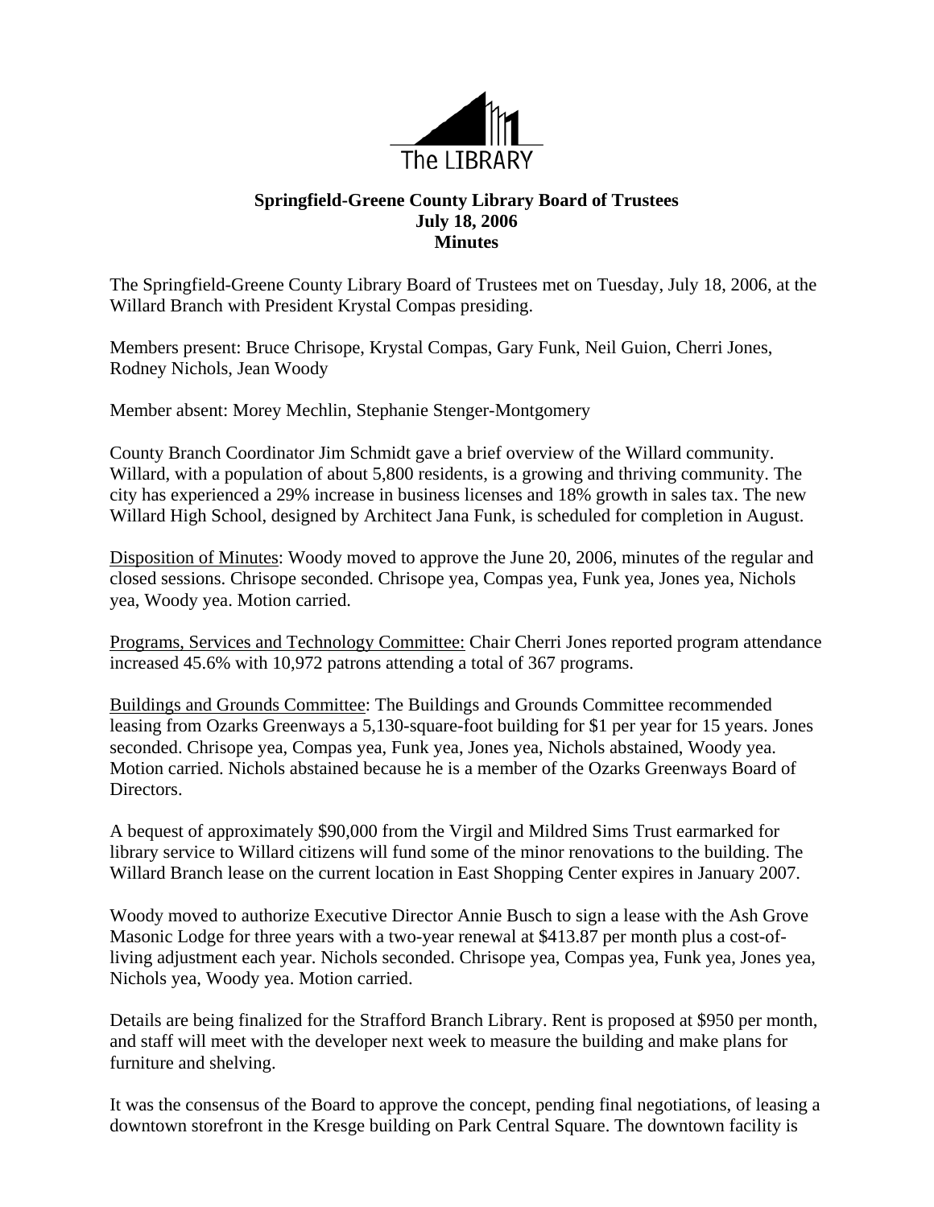The LIBRARY

**Springfield-Greene County Library Board of Trustees**
**July 18, 2006**
**Minutes**

The Springfield-Greene County Library Board of Trustees met on Tuesday, July 18, 2006, at the Willard Branch with President Krystal Compas presiding.

Members present: Bruce Chrisope, Krystal Compas, Gary Funk, Neil Guion, Cherri Jones, Rodney Nichols, Jean Woody

Member absent: Morey Mechlin, Stephanie Stenger-Montgomery

County Branch Coordinator Jim Schmidt gave a brief overview of the Willard community. Willard, with a population of about 5,800 residents, is a growing and thriving community. The city has experienced a 29% increase in business licenses and 18% growth in sales tax. The new Willard High School, designed by Architect Jana Funk, is scheduled for completion in August.

Disposition of Minutes: Woody moved to approve the June 20, 2006, minutes of the regular and closed sessions. Chrisope seconded. Chrisope yea, Compas yea, Funk yea, Jones yea, Nichols yea, Woody yea. Motion carried.

Programs, Services and Technology Committee: Chair Cherri Jones reported program attendance increased 45.6% with 10,972 patrons attending a total of 367 programs.

Buildings and Grounds Committee: The Buildings and Grounds Committee recommended leasing from Ozarks Greenways a 5,130-square-foot building for $1 per year for 15 years. Jones seconded. Chrisope yea, Compas yea, Funk yea, Jones yea, Nichols abstained, Woody yea. Motion carried. Nichols abstained because he is a member of the Ozarks Greenways Board of Directors.

A bequest of approximately $90,000 from the Virgil and Mildred Sims Trust earmarked for library service to Willard citizens will fund some of the minor renovations to the building. The Willard Branch lease on the current location in East Shopping Center expires in January 2007.

Woody moved to authorize Executive Director Annie Busch to sign a lease with the Ash Grove Masonic Lodge for three years with a two-year renewal at $413.87 per month plus a cost-of-living adjustment each year. Nichols seconded. Chrisope yea, Compas yea, Funk yea, Jones yea, Nichols yea, Woody yea. Motion carried.

Details are being finalized for the Strafford Branch Library. Rent is proposed at $950 per month, and staff will meet with the developer next week to measure the building and make plans for furniture and shelving.

It was the consensus of the Board to approve the concept, pending final negotiations, of leasing a downtown storefront in the Kresge building on Park Central Square. The downtown facility is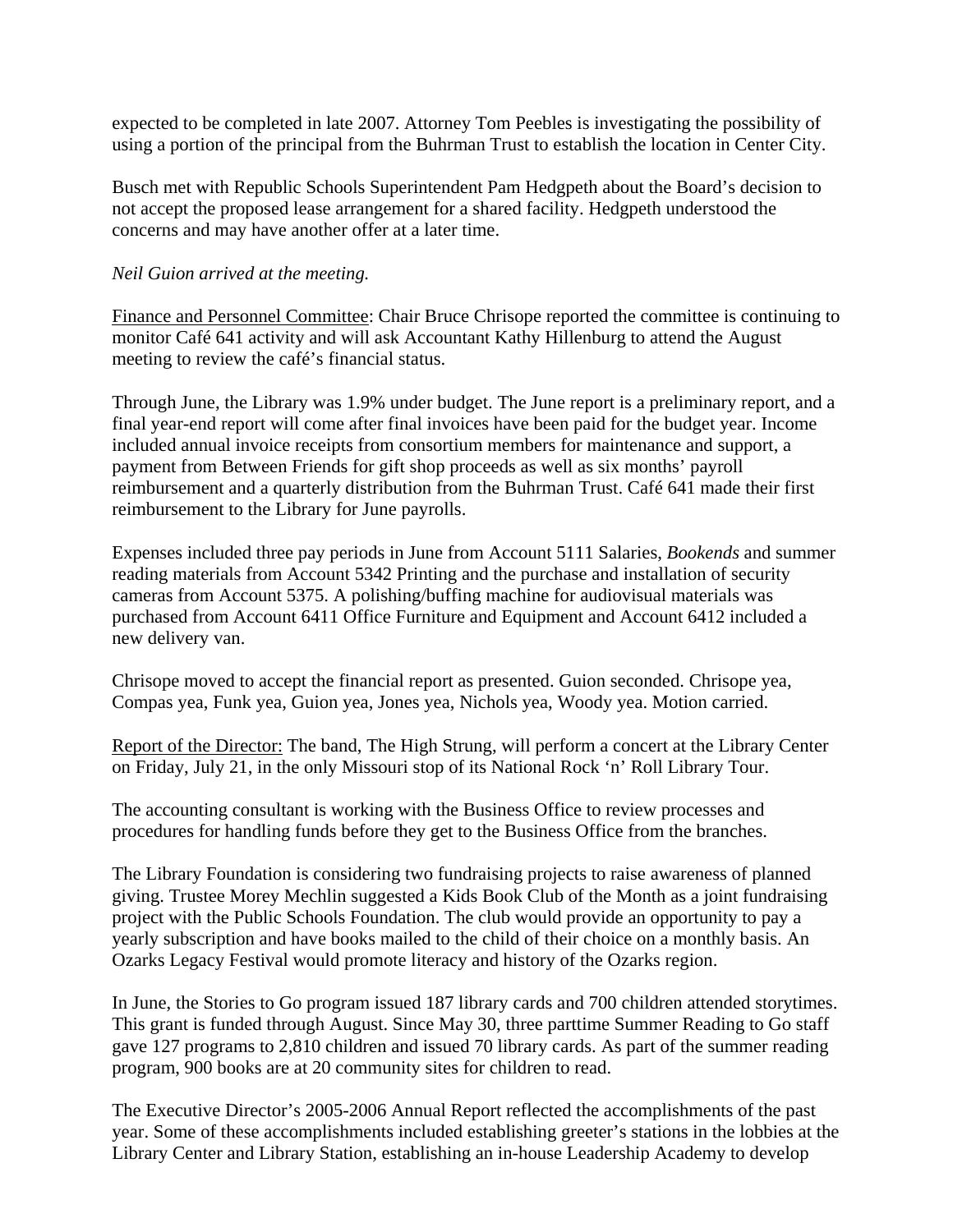expected to be completed in late 2007. Attorney Tom Peebles is investigating the possibility of using a portion of the principal from the Buhrman Trust to establish the location in Center City.

Busch met with Republic Schools Superintendent Pam Hedgpeth about the Board's decision to not accept the proposed lease arrangement for a shared facility. Hedgpeth understood the concerns and may have another offer at a later time.

*Neil Guion arrived at the meeting.*

<u>Finance and Personnel Committee</u>: Chair Bruce Chrisope reported the committee is continuing to monitor Café 641 activity and will ask Accountant Kathy Hillenburg to attend the August meeting to review the café's financial status.

Through June, the Library was 1.9% under budget. The June report is a preliminary report, and a final year-end report will come after final invoices have been paid for the budget year. Income included annual invoice receipts from consortium members for maintenance and support, a payment from Between Friends for gift shop proceeds as well as six months' payroll reimbursement and a quarterly distribution from the Buhrman Trust. Café 641 made their first reimbursement to the Library for June payrolls.

Expenses included three pay periods in June from Account 5111 Salaries, *Bookends* and summer reading materials from Account 5342 Printing and the purchase and installation of security cameras from Account 5375. A polishing/buffing machine for audiovisual materials was purchased from Account 6411 Office Furniture and Equipment and Account 6412 included a new delivery van.

Chrisope moved to accept the financial report as presented. Guion seconded. Chrisope yea, Compas yea, Funk yea, Guion yea, Jones yea, Nichols yea, Woody yea. Motion carried.

<u>Report of the Director:</u> The band, The High Strung, will perform a concert at the Library Center on Friday, July 21, in the only Missouri stop of its National Rock 'n' Roll Library Tour.

The accounting consultant is working with the Business Office to review processes and procedures for handling funds before they get to the Business Office from the branches.

The Library Foundation is considering two fundraising projects to raise awareness of planned giving. Trustee Morey Mechlin suggested a Kids Book Club of the Month as a joint fundraising project with the Public Schools Foundation. The club would provide an opportunity to pay a yearly subscription and have books mailed to the child of their choice on a monthly basis. An Ozarks Legacy Festival would promote literacy and history of the Ozarks region.

In June, the Stories to Go program issued 187 library cards and 700 children attended storytimes. This grant is funded through August. Since May 30, three parttime Summer Reading to Go staff gave 127 programs to 2,810 children and issued 70 library cards. As part of the summer reading program, 900 books are at 20 community sites for children to read.

The Executive Director's 2005-2006 Annual Report reflected the accomplishments of the past year. Some of these accomplishments included establishing greeter's stations in the lobbies at the Library Center and Library Station, establishing an in-house Leadership Academy to develop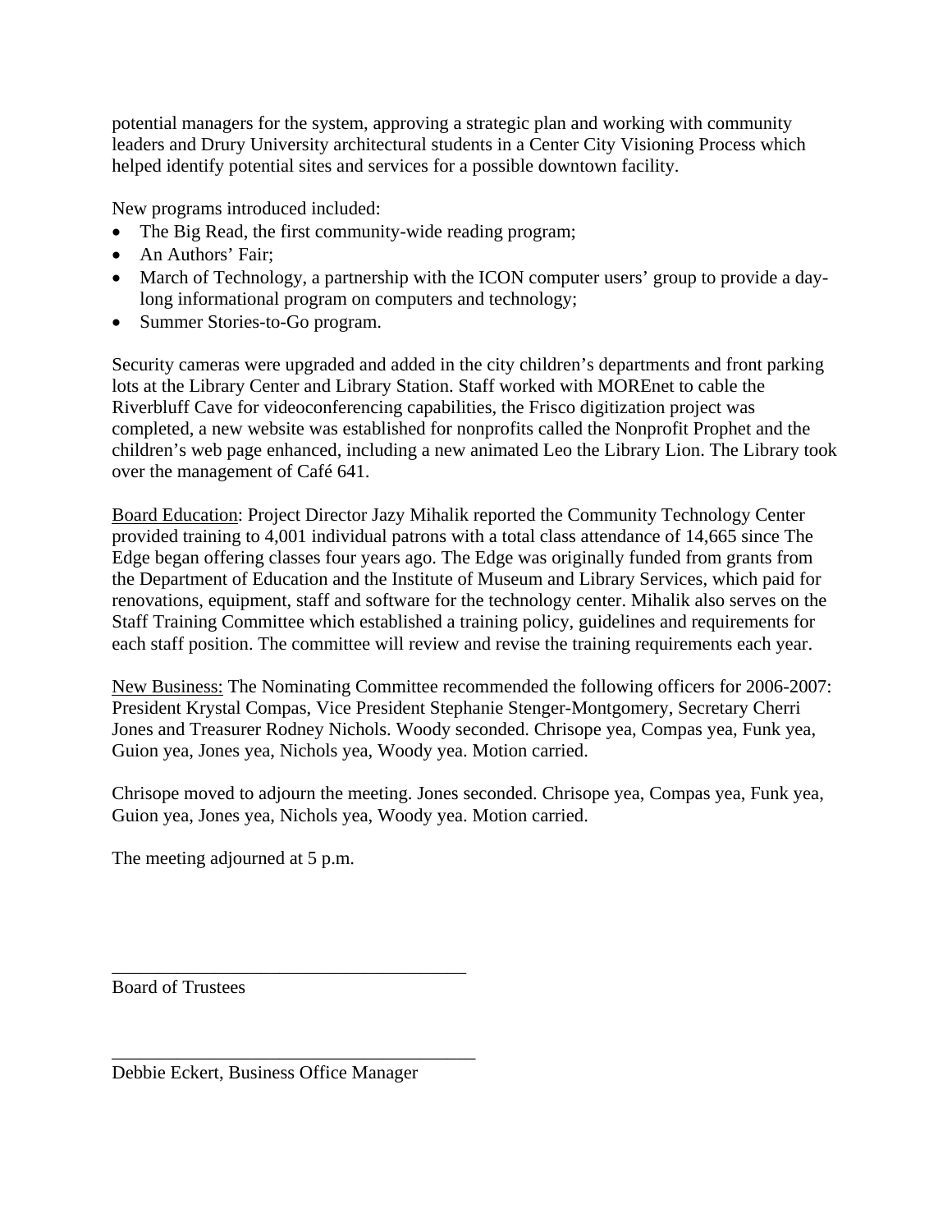potential managers for the system, approving a strategic plan and working with community leaders and Drury University architectural students in a Center City Visioning Process which helped identify potential sites and services for a possible downtown facility.

New programs introduced included:

- The Big Read, the first community-wide reading program;
- An Authors' Fair;
- March of Technology, a partnership with the ICON computer users' group to provide a day-long informational program on computers and technology;
- Summer Stories-to-Go program.

Security cameras were upgraded and added in the city children's departments and front parking lots at the Library Center and Library Station. Staff worked with MOREnet to cable the Riverbluff Cave for videoconferencing capabilities, the Frisco digitization project was completed, a new website was established for nonprofits called the Nonprofit Prophet and the children's web page enhanced, including a new animated Leo the Library Lion. The Library took over the management of Café 641.

<u>Board Education</u>: Project Director Jazy Mihalik reported the Community Technology Center provided training to 4,001 individual patrons with a total class attendance of 14,665 since The Edge began offering classes four years ago. The Edge was originally funded from grants from the Department of Education and the Institute of Museum and Library Services, which paid for renovations, equipment, staff and software for the technology center. Mihalik also serves on the Staff Training Committee which established a training policy, guidelines and requirements for each staff position. The committee will review and revise the training requirements each year.

<u>New Business:</u> The Nominating Committee recommended the following officers for 2006-2007: President Krystal Compas, Vice President Stephanie Stenger-Montgomery, Secretary Cherri Jones and Treasurer Rodney Nichols. Woody seconded. Chrisope yea, Compas yea, Funk yea, Guion yea, Jones yea, Nichols yea, Woody yea. Motion carried.

Chrisope moved to adjourn the meeting. Jones seconded. Chrisope yea, Compas yea, Funk yea, Guion yea, Jones yea, Nichols yea, Woody yea. Motion carried.

The meeting adjourned at 5 p.m.

\_\_\_\_\_\_\_\_\_\_\_\_\_\_\_\_\_\_\_\_\_\_\_\_\_\_\_\_\_\_\_\_\_\_\_\_\_\_\_\_

Board of Trustees

\_\_\_\_\_\_\_\_\_\_\_\_\_\_\_\_\_\_\_\_\_\_\_\_\_\_\_\_\_\_\_\_\_\_\_\_\_\_\_\_

Debbie Eckert, Business Office Manager